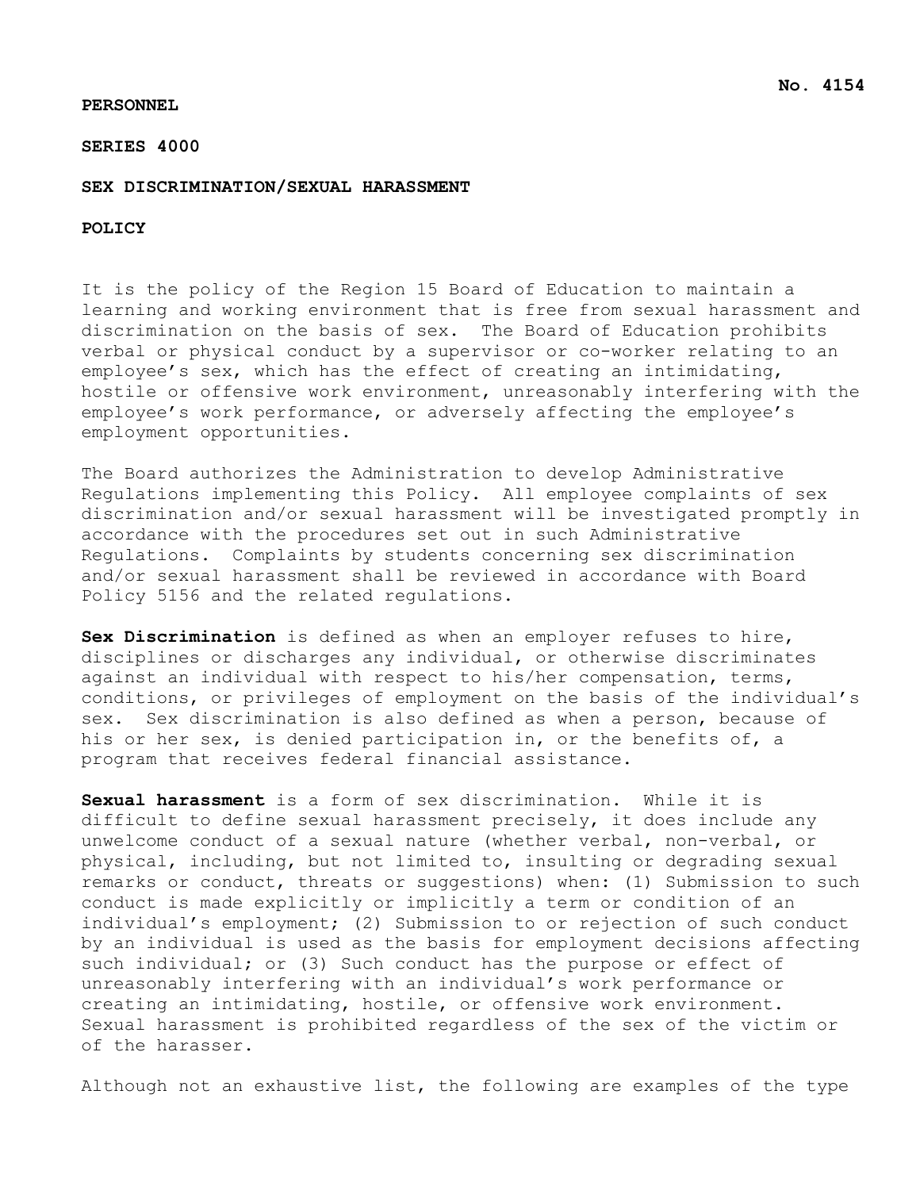**No. 4154**

**PERSONNEL**

**SERIES 4000**

**SEX DISCRIMINATION/SEXUAL HARASSMENT**

**POLICY**

It is the policy of the Region 15 Board of Education to maintain a learning and working environment that is free from sexual harassment and discrimination on the basis of sex. The Board of Education prohibits verbal or physical conduct by a supervisor or co-worker relating to an employee's sex, which has the effect of creating an intimidating, hostile or offensive work environment, unreasonably interfering with the employee's work performance, or adversely affecting the employee's employment opportunities.

The Board authorizes the Administration to develop Administrative Regulations implementing this Policy. All employee complaints of sex discrimination and/or sexual harassment will be investigated promptly in accordance with the procedures set out in such Administrative Regulations. Complaints by students concerning sex discrimination and/or sexual harassment shall be reviewed in accordance with Board Policy 5156 and the related regulations.

**Sex Discrimination** is defined as when an employer refuses to hire, disciplines or discharges any individual, or otherwise discriminates against an individual with respect to his/her compensation, terms, conditions, or privileges of employment on the basis of the individual's sex. Sex discrimination is also defined as when a person, because of his or her sex, is denied participation in, or the benefits of, a program that receives federal financial assistance.

**Sexual harassment** is a form of sex discrimination. While it is difficult to define sexual harassment precisely, it does include any unwelcome conduct of a sexual nature (whether verbal, non-verbal, or physical, including, but not limited to, insulting or degrading sexual remarks or conduct, threats or suggestions) when: (1) Submission to such conduct is made explicitly or implicitly a term or condition of an individual's employment; (2) Submission to or rejection of such conduct by an individual is used as the basis for employment decisions affecting such individual; or (3) Such conduct has the purpose or effect of unreasonably interfering with an individual's work performance or creating an intimidating, hostile, or offensive work environment. Sexual harassment is prohibited regardless of the sex of the victim or of the harasser.

Although not an exhaustive list, the following are examples of the type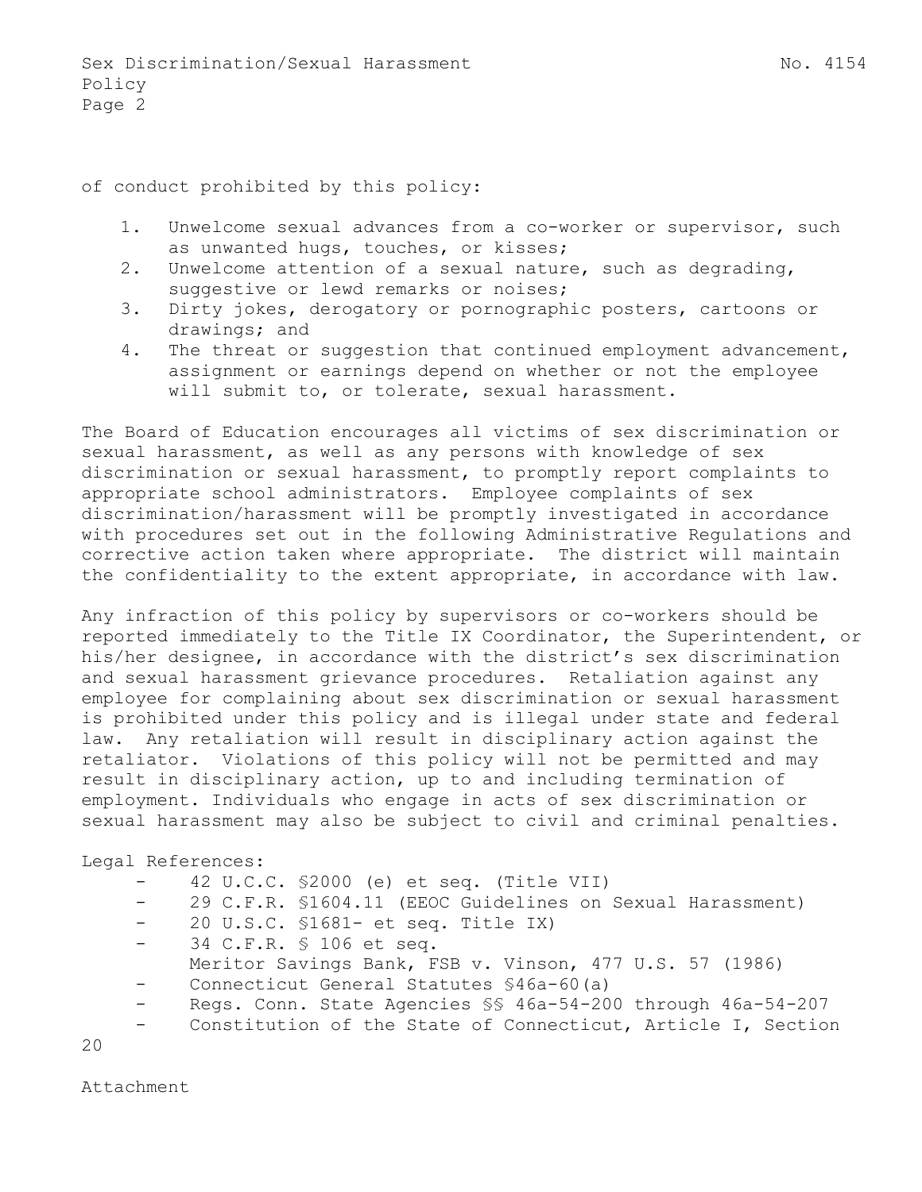of conduct prohibited by this policy:

1. Unwelcome sexual advances from a co-worker or supervisor, such as unwanted hugs, touches, or kisses;
2. Unwelcome attention of a sexual nature, such as degrading, suggestive or lewd remarks or noises;
3. Dirty jokes, derogatory or pornographic posters, cartoons or drawings; and
4. The threat or suggestion that continued employment advancement, assignment or earnings depend on whether or not the employee will submit to, or tolerate, sexual harassment.

The Board of Education encourages all victims of sex discrimination or sexual harassment, as well as any persons with knowledge of sex discrimination or sexual harassment, to promptly report complaints to appropriate school administrators. Employee complaints of sex discrimination/harassment will be promptly investigated in accordance with procedures set out in the following Administrative Regulations and corrective action taken where appropriate. The district will maintain the confidentiality to the extent appropriate, in accordance with law.

Any infraction of this policy by supervisors or co-workers should be reported immediately to the Title IX Coordinator, the Superintendent, or his/her designee, in accordance with the district's sex discrimination and sexual harassment grievance procedures. Retaliation against any employee for complaining about sex discrimination or sexual harassment is prohibited under this policy and is illegal under state and federal law. Any retaliation will result in disciplinary action against the retaliator. Violations of this policy will not be permitted and may result in disciplinary action, up to and including termination of employment. Individuals who engage in acts of sex discrimination or sexual harassment may also be subject to civil and criminal penalties.

Legal References:

- 42 U.C.C. §2000 (e) et seq. (Title VII)
- 29 C.F.R. §1604.11 (EEOC Guidelines on Sexual Harassment)
- 20 U.S.C. §1681- et seq. Title IX)
- 34 C.F.R. § 106 et seq.
  Meritor Savings Bank, FSB v. Vinson, 477 U.S. 57 (1986)
- Connecticut General Statutes §46a-60(a)
- Regs. Conn. State Agencies §§ 46a-54-200 through 46a-54-207
- Constitution of the State of Connecticut, Article I, Section 20

Attachment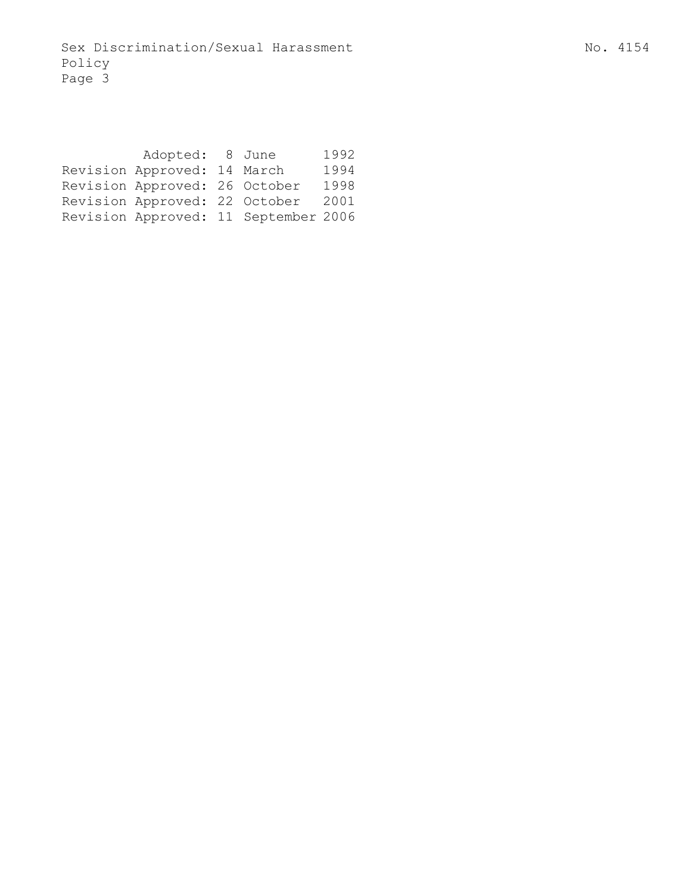Adopted: 8 June 1992
Revision Approved: 14 March 1994
Revision Approved: 26 October 1998
Revision Approved: 22 October 2001
Revision Approved: 11 September 2006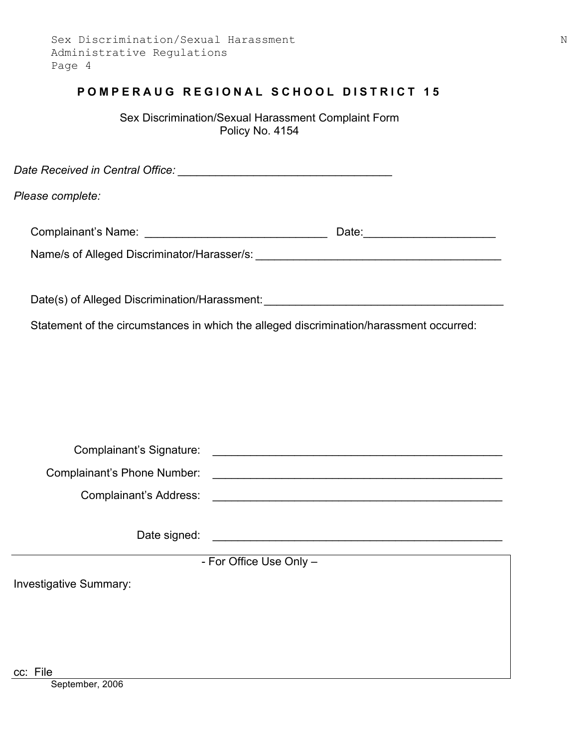# POMPERAUG REGIONAL SCHOOL DISTRICT 15

Sex Discrimination/Sexual Harassment Complaint Form
Policy No. 4154

*Date Received in Central Office:* ___________________________________

*Please complete:*

Complainant's Name: _____________________________ Date:_____________________

Name/s of Alleged Discriminator/Harasser/s: ________________________________________

Date(s) of Alleged Discrimination/Harassment: _______________________________________

Statement of the circumstances in which the alleged discrimination/harassment occurred:

Complainant's Signature: _______________________________________________

Complainant's Phone Number: _______________________________________________

Complainant's Address: _______________________________________________

Date signed: _______________________________________________

- For Office Use Only –

Investigative Summary:

cc: File

September, 2006